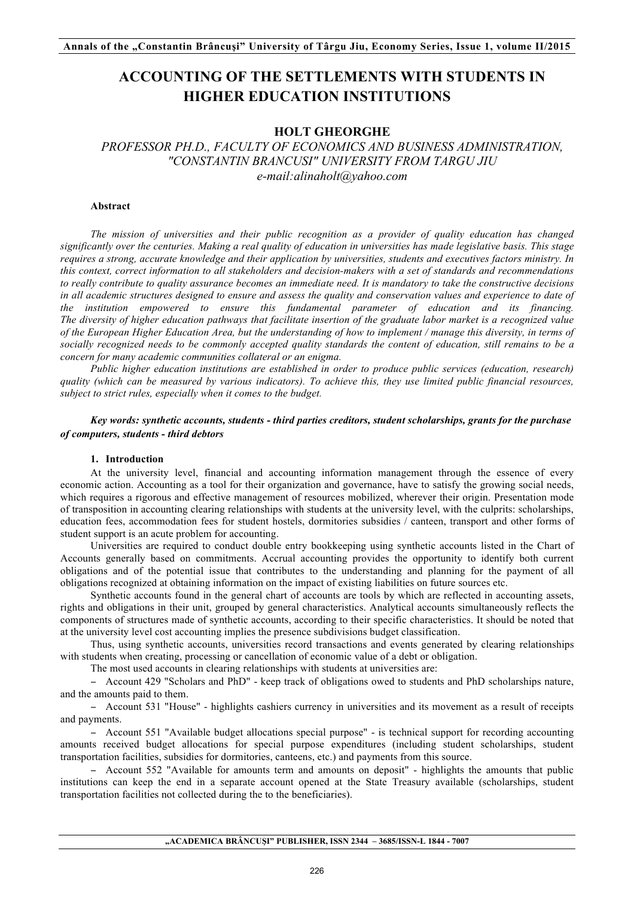# ACCOUNTING OF THE SETTLEMENTS WITH STUDENTS IN HIGHER EDUCATION INSTITUTIONS

## HOLT GHEORGHE

*PROFESSOR PH.D., FACULTY OF ECONOMICS AND BUSINESS ADMINISTRATION, "CONSTANTIN BRANCUSI" UNIVERSITY FROM TARGU JIU*
*e-mail:alinaholt@yahoo.com*

### Abstract

*The mission of universities and their public recognition as a provider of quality education has changed significantly over the centuries. Making a real quality of education in universities has made legislative basis. This stage requires a strong, accurate knowledge and their application by universities, students and executives factors ministry. In this context, correct information to all stakeholders and decision-makers with a set of standards and recommendations to really contribute to quality assurance becomes an immediate need. It is mandatory to take the constructive decisions in all academic structures designed to ensure and assess the quality and conservation values and experience to date of the institution empowered to ensure this fundamental parameter of education and its financing. The diversity of higher education pathways that facilitate insertion of the graduate labor market is a recognized value of the European Higher Education Area, but the understanding of how to implement / manage this diversity, in terms of socially recognized needs to be commonly accepted quality standards the content of education, still remains to be a concern for many academic communities collateral or an enigma.*

*Public higher education institutions are established in order to produce public services (education, research) quality (which can be measured by various indicators). To achieve this, they use limited public financial resources, subject to strict rules, especially when it comes to the budget.*

***Key words: synthetic accounts, students - third parties creditors, student scholarships, grants for the purchase of computers, students - third debtors***

### 1. Introduction

At the university level, financial and accounting information management through the essence of every economic action. Accounting as a tool for their organization and governance, have to satisfy the growing social needs, which requires a rigorous and effective management of resources mobilized, wherever their origin. Presentation mode of transposition in accounting clearing relationships with students at the university level, with the culprits: scholarships, education fees, accommodation fees for student hostels, dormitories subsidies / canteen, transport and other forms of student support is an acute problem for accounting.

Universities are required to conduct double entry bookkeeping using synthetic accounts listed in the Chart of Accounts generally based on commitments. Accrual accounting provides the opportunity to identify both current obligations and of the potential issue that contributes to the understanding and planning for the payment of all obligations recognized at obtaining information on the impact of existing liabilities on future sources etc.

Synthetic accounts found in the general chart of accounts are tools by which are reflected in accounting assets, rights and obligations in their unit, grouped by general characteristics. Analytical accounts simultaneously reflects the components of structures made of synthetic accounts, according to their specific characteristics. It should be noted that at the university level cost accounting implies the presence subdivisions budget classification.

Thus, using synthetic accounts, universities record transactions and events generated by clearing relationships with students when creating, processing or cancellation of economic value of a debt or obligation.

The most used accounts in clearing relationships with students at universities are:

- Account 429 "Scholars and PhD" - keep track of obligations owed to students and PhD scholarships nature, and the amounts paid to them.
- Account 531 "House" - highlights cashiers currency in universities and its movement as a result of receipts and payments.
- Account 551 "Available budget allocations special purpose" - is technical support for recording accounting amounts received budget allocations for special purpose expenditures (including student scholarships, student transportation facilities, subsidies for dormitories, canteens, etc.) and payments from this source.
- Account 552 "Available for amounts term and amounts on deposit" - highlights the amounts that public institutions can keep the end in a separate account opened at the State Treasury available (scholarships, student transportation facilities not collected during the to the beneficiaries).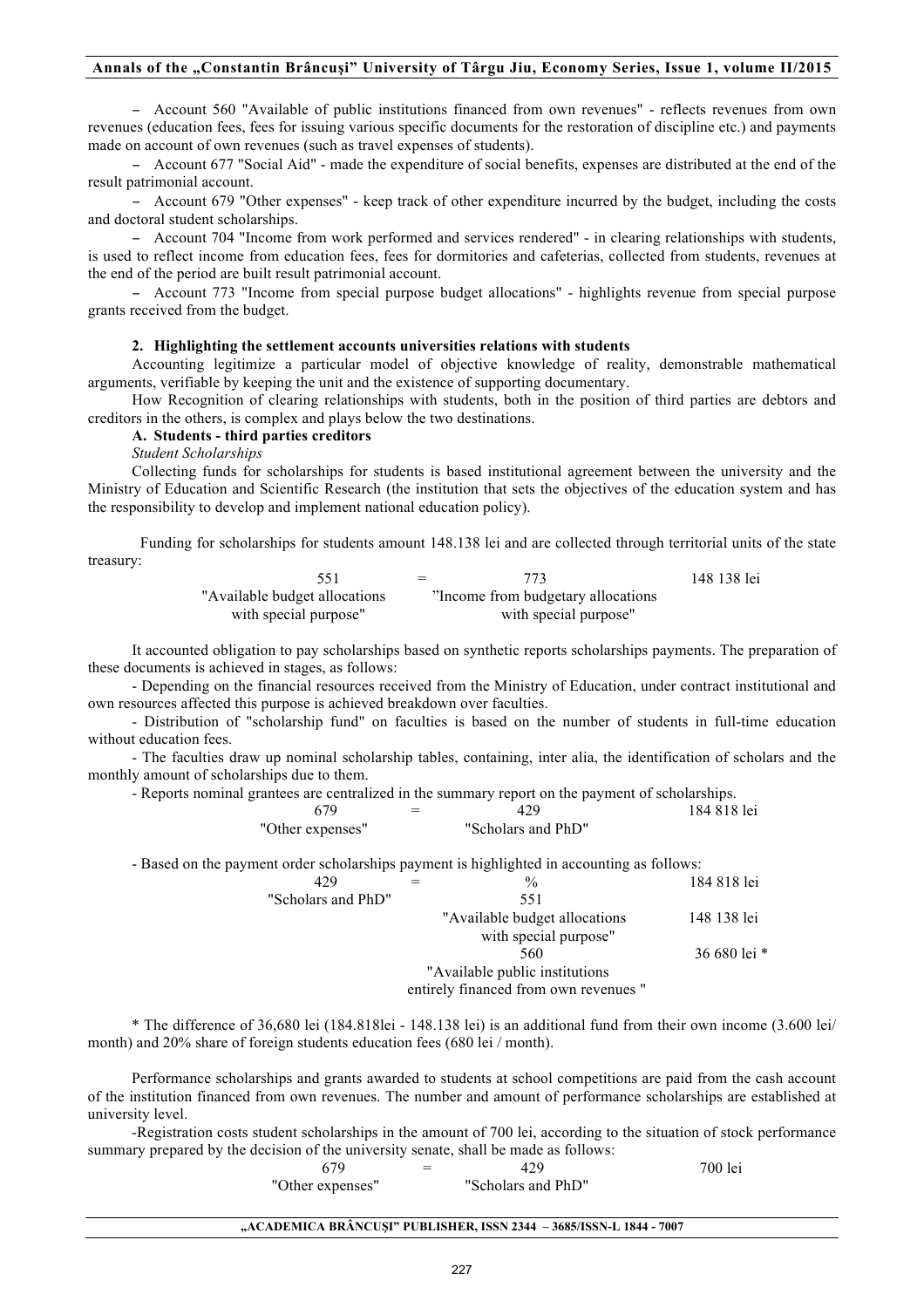– Account 560 "Available of public institutions financed from own revenues" - reflects revenues from own revenues (education fees, fees for issuing various specific documents for the restoration of discipline etc.) and payments made on account of own revenues (such as travel expenses of students).

– Account 677 "Social Aid" - made the expenditure of social benefits, expenses are distributed at the end of the result patrimonial account.

– Account 679 "Other expenses" - keep track of other expenditure incurred by the budget, including the costs and doctoral student scholarships.

– Account 704 "Income from work performed and services rendered" - in clearing relationships with students, is used to reflect income from education fees, fees for dormitories and cafeterias, collected from students, revenues at the end of the period are built result patrimonial account.

– Account 773 "Income from special purpose budget allocations" - highlights revenue from special purpose grants received from the budget.

## 2. Highlighting the settlement accounts universities relations with students

Accounting legitimize a particular model of objective knowledge of reality, demonstrable mathematical arguments, verifiable by keeping the unit and the existence of supporting documentary.

How Recognition of clearing relationships with students, both in the position of third parties are debtors and creditors in the others, is complex and plays below the two destinations.

### A. Students - third parties creditors

*Student Scholarships*

Collecting funds for scholarships for students is based institutional agreement between the university and the Ministry of Education and Scientific Research (the institution that sets the objectives of the education system and has the responsibility to develop and implement national education policy).

Funding for scholarships for students amount 148.138 lei and are collected through territorial units of the state treasury:

| | | | |
|---|---|---|---|
| 551 "Available budget allocations with special purpose" | = | 773 "Income from budgetary allocations with special purpose" | 148 138 lei |

It accounted obligation to pay scholarships based on synthetic reports scholarships payments. The preparation of these documents is achieved in stages, as follows:

- Depending on the financial resources received from the Ministry of Education, under contract institutional and own resources affected this purpose is achieved breakdown over faculties.

- Distribution of "scholarship fund" on faculties is based on the number of students in full-time education without education fees.

- The faculties draw up nominal scholarship tables, containing, inter alia, the identification of scholars and the monthly amount of scholarships due to them.

- Reports nominal grantees are centralized in the summary report on the payment of scholarships.

| | | | |
|---|---|---|---|
| 679 "Other expenses" | = | 429 "Scholars and PhD" | 184 818 lei |

- Based on the payment order scholarships payment is highlighted in accounting as follows:

| | | | |
|---|---|---|---|
| 429 "Scholars and PhD" | = | % | 184 818 lei |
| | | 551 "Available budget allocations with special purpose" | 148 138 lei |
| | | 560 "Available public institutions entirely financed from own revenues " | 36 680 lei * |

\* The difference of 36,680 lei (184.818lei - 148.138 lei) is an additional fund from their own income (3.600 lei/ month) and 20% share of foreign students education fees (680 lei / month).

Performance scholarships and grants awarded to students at school competitions are paid from the cash account of the institution financed from own revenues. The number and amount of performance scholarships are established at university level.

-Registration costs student scholarships in the amount of 700 lei, according to the situation of stock performance summary prepared by the decision of the university senate, shall be made as follows:

| | | | |
|---|---|---|---|
| 679 "Other expenses" | = | 429 "Scholars and PhD" | 700 lei |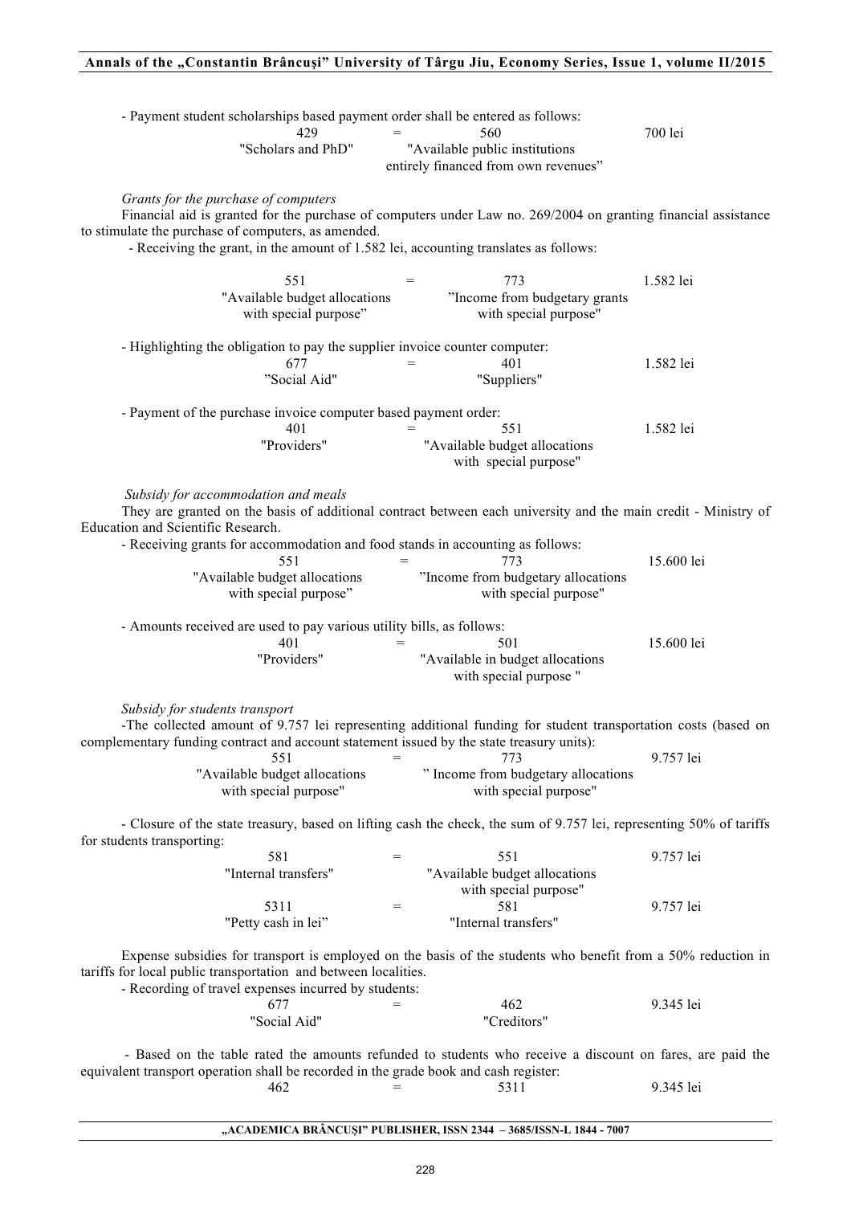- Payment student scholarships based payment order shall be entered as follows:

| 429 | = | 560 | 700 lei |
|---|---|---|---|
| "Scholars and PhD" | | "Available public institutions entirely financed from own revenues" | |

*Grants for the purchase of computers*

Financial aid is granted for the purchase of computers under Law no. 269/2004 on granting financial assistance to stimulate the purchase of computers, as amended.

- Receiving the grant, in the amount of 1.582 lei, accounting translates as follows:

| 551 | = | 773 | 1.582 lei |
|---|---|---|---|
| "Available budget allocations with special purpose" | | "Income from budgetary grants with special purpose" | |

- Highlighting the obligation to pay the supplier invoice counter computer:

| 677 | = | 401 | 1.582 lei |
|---|---|---|---|
| "Social Aid" | | "Suppliers" | |

- Payment of the purchase invoice computer based payment order:

| 401 | = | 551 | 1.582 lei |
|---|---|---|---|
| "Providers" | | "Available budget allocations with special purpose" | |

*Subsidy for accommodation and meals*

They are granted on the basis of additional contract between each university and the main credit - Ministry of Education and Scientific Research.

- Receiving grants for accommodation and food stands in accounting as follows:

| 551 | = | 773 | 15.600 lei |
|---|---|---|---|
| "Available budget allocations with special purpose" | | "Income from budgetary allocations with special purpose" | |

- Amounts received are used to pay various utility bills, as follows:

| 401 | = | 501 | 15.600 lei |
|---|---|---|---|
| "Providers" | | "Available in budget allocations with special purpose " | |

*Subsidy for students transport*

-The collected amount of 9.757 lei representing additional funding for student transportation costs (based on complementary funding contract and account statement issued by the state treasury units):

| 551 | = | 773 | 9.757 lei |
|---|---|---|---|
| "Available budget allocations with special purpose" | | " Income from budgetary allocations with special purpose" | |

- Closure of the state treasury, based on lifting cash the check, the sum of 9.757 lei, representing 50% of tariffs for students transporting:

| 581 | = | 551 | 9.757 lei |
|---|---|---|---|
| "Internal transfers" | | "Available budget allocations with special purpose" | |
| 5311 | = | 581 | 9.757 lei |
| "Petty cash in lei" | | "Internal transfers" | |

Expense subsidies for transport is employed on the basis of the students who benefit from a 50% reduction in tariffs for local public transportation and between localities.

- Recording of travel expenses incurred by students:

| 677 | = | 462 | 9.345 lei |
|---|---|---|---|
| "Social Aid" | | "Creditors" | |

- Based on the table rated the amounts refunded to students who receive a discount on fares, are paid the equivalent transport operation shall be recorded in the grade book and cash register:

| 462 | = | 5311 | 9.345 lei |
|---|---|---|---|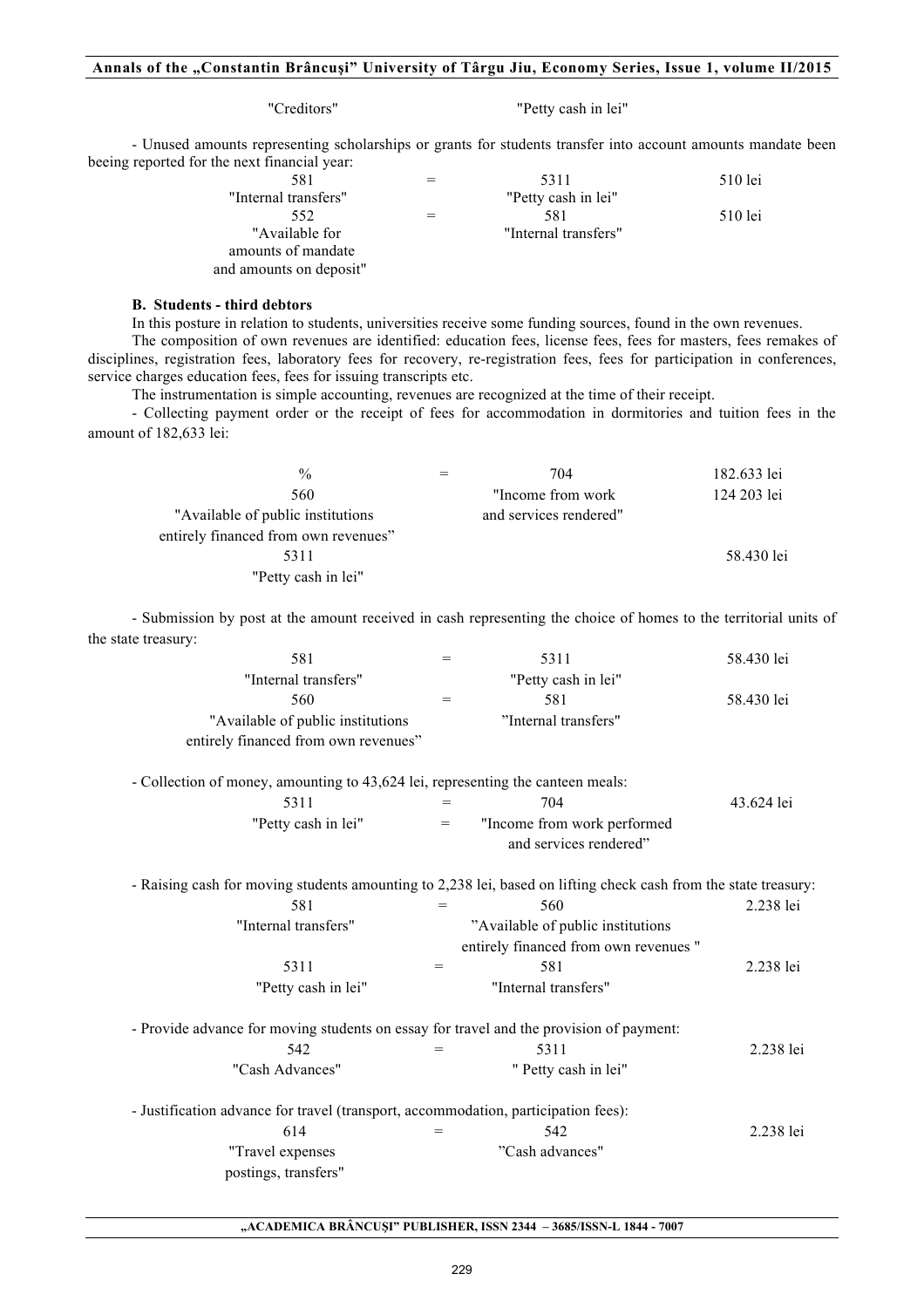| "Creditors" | | "Petty cash in lei" | |
|---|---|---|---|

- Unused amounts representing scholarships or grants for students transfer into account amounts mandate been beeing reported for the next financial year:

| | | | |
|---|---|---|---|
| 581 "Internal transfers" | = | 5311 "Petty cash in lei" | 510 lei |
| 552 "Available for amounts of mandate and amounts on deposit" | = | 581 "Internal transfers" | 510 lei |

**B. Students - third debtors**

In this posture in relation to students, universities receive some funding sources, found in the own revenues.

The composition of own revenues are identified: education fees, license fees, fees for masters, fees remakes of disciplines, registration fees, laboratory fees for recovery, re-registration fees, fees for participation in conferences, service charges education fees, fees for issuing transcripts etc.

The instrumentation is simple accounting, revenues are recognized at the time of their receipt.

- Collecting payment order or the receipt of fees for accommodation in dormitories and tuition fees in the amount of 182,633 lei:

| | | | |
|---|---|---|---|
| % | = | 704 "Income from work and services rendered" | 182.633 lei |
| 560 "Available of public institutions entirely financed from own revenues" | | | 124 203 lei |
| 5311 "Petty cash in lei" | | | 58.430 lei |

- Submission by post at the amount received in cash representing the choice of homes to the territorial units of the state treasury:

| | | | |
|---|---|---|---|
| 581 "Internal transfers" | = | 5311 "Petty cash in lei" | 58.430 lei |
| 560 "Available of public institutions entirely financed from own revenues" | = | 581 "Internal transfers" | 58.430 lei |

- Collection of money, amounting to 43,624 lei, representing the canteen meals:

| | | | |
|---|---|---|---|
| 5311 "Petty cash in lei" | = | 704 "Income from work performed and services rendered" | 43.624 lei |

- Raising cash for moving students amounting to 2,238 lei, based on lifting check cash from the state treasury:

| | | | |
|---|---|---|---|
| 581 "Internal transfers" | = | 560 "Available of public institutions entirely financed from own revenues " | 2.238 lei |
| 5311 "Petty cash in lei" | = | 581 "Internal transfers" | 2.238 lei |

- Provide advance for moving students on essay for travel and the provision of payment:

| | | | |
|---|---|---|---|
| 542 "Cash Advances" | = | 5311 " Petty cash in lei" | 2.238 lei |

- Justification advance for travel (transport, accommodation, participation fees):

| | | | |
|---|---|---|---|
| 614 "Travel expenses postings, transfers" | = | 542 "Cash advances" | 2.238 lei |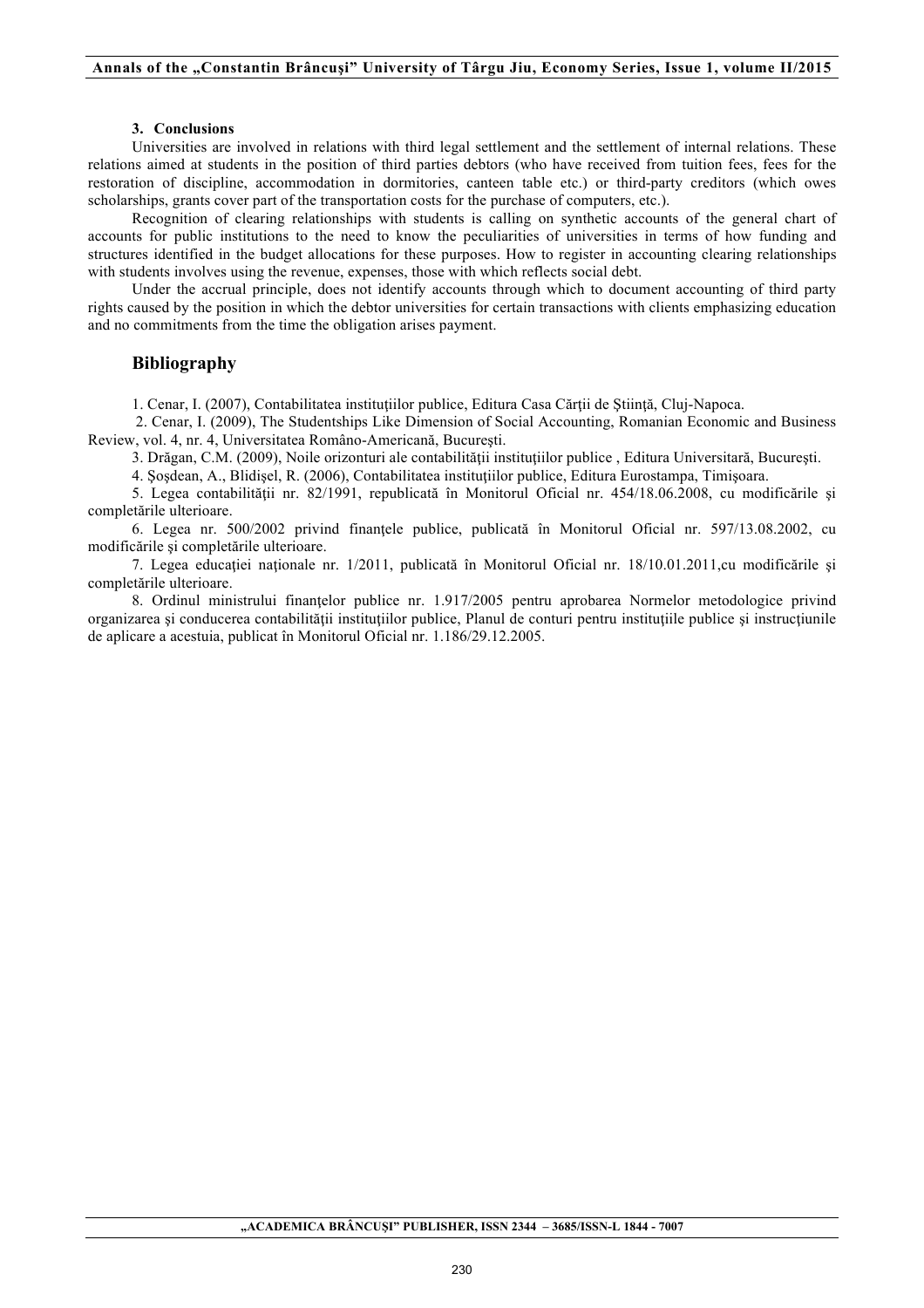### 3. Conclusions

Universities are involved in relations with third legal settlement and the settlement of internal relations. These relations aimed at students in the position of third parties debtors (who have received from tuition fees, fees for the restoration of discipline, accommodation in dormitories, canteen table etc.) or third-party creditors (which owes scholarships, grants cover part of the transportation costs for the purchase of computers, etc.).

Recognition of clearing relationships with students is calling on synthetic accounts of the general chart of accounts for public institutions to the need to know the peculiarities of universities in terms of how funding and structures identified in the budget allocations for these purposes. How to register in accounting clearing relationships with students involves using the revenue, expenses, those with which reflects social debt.

Under the accrual principle, does not identify accounts through which to document accounting of third party rights caused by the position in which the debtor universities for certain transactions with clients emphasizing education and no commitments from the time the obligation arises payment.

## Bibliography

1. Cenar, I. (2007), Contabilitatea instituţiilor publice, Editura Casa Cărţii de Ştiinţă, Cluj-Napoca.
2. Cenar, I. (2009), The Studentships Like Dimension of Social Accounting, Romanian Economic and Business Review, vol. 4, nr. 4, Universitatea Româno-Americană, Bucureşti.
3. Drăgan, C.M. (2009), Noile orizonturi ale contabilităţii instituţiilor publice , Editura Universitară, Bucureşti.
4. Şoşdean, A., Blidişel, R. (2006), Contabilitatea instituţiilor publice, Editura Eurostampa, Timişoara.
5. Legea contabilităţii nr. 82/1991, republicată în Monitorul Oficial nr. 454/18.06.2008, cu modificările şi completările ulterioare.
6. Legea nr. 500/2002 privind finanţele publice, publicată în Monitorul Oficial nr. 597/13.08.2002, cu modificările şi completările ulterioare.
7. Legea educaţiei naţionale nr. 1/2011, publicată în Monitorul Oficial nr. 18/10.01.2011,cu modificările şi completările ulterioare.
8. Ordinul ministrului finanţelor publice nr. 1.917/2005 pentru aprobarea Normelor metodologice privind organizarea şi conducerea contabilităţii instituţiilor publice, Planul de conturi pentru instituţiile publice şi instrucţiunile de aplicare a acestuia, publicat în Monitorul Oficial nr. 1.186/29.12.2005.